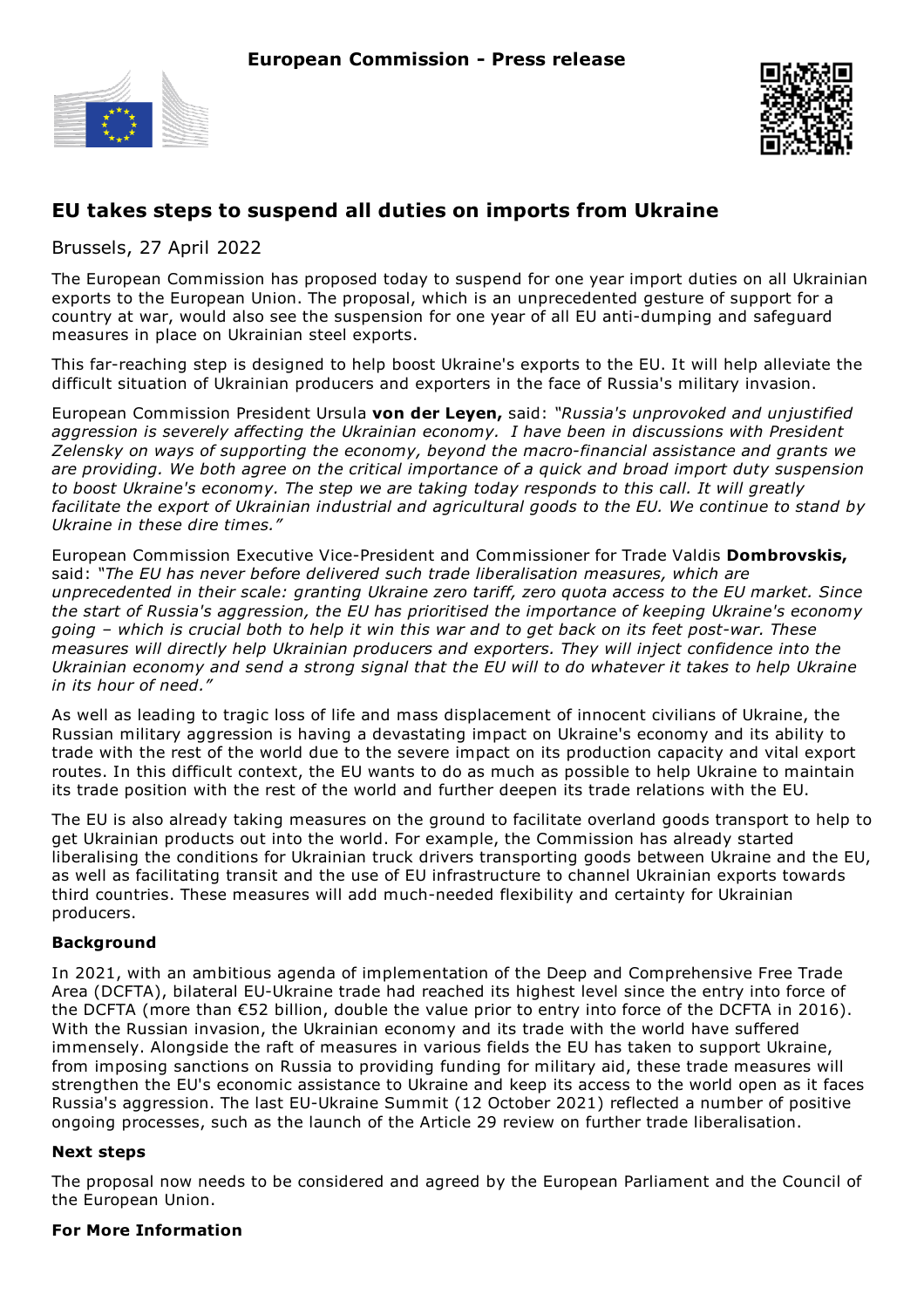**European Commission - Press release**

# EU takes steps to suspend all duties on imports from Ukraine

Brussels, 27 April 2022

The European Commission has proposed today to suspend for one year import duties on all Ukrainian exports to the European Union. The proposal, which is an unprecedented gesture of support for a country at war, would also see the suspension for one year of all EU anti-dumping and safeguard measures in place on Ukrainian steel exports.

This far-reaching step is designed to help boost Ukraine's exports to the EU. It will help alleviate the difficult situation of Ukrainian producers and exporters in the face of Russia's military invasion.

European Commission President Ursula **von der Leyen,** said: *"Russia's unprovoked and unjustified aggression is severely affecting the Ukrainian economy. I have been in discussions with President Zelensky on ways of supporting the economy, beyond the macro-financial assistance and grants we are providing. We both agree on the critical importance of a quick and broad import duty suspension to boost Ukraine's economy. The step we are taking today responds to this call. It will greatly facilitate the export of Ukrainian industrial and agricultural goods to the EU. We continue to stand by Ukraine in these dire times."*

European Commission Executive Vice-President and Commissioner for Trade Valdis **Dombrovskis,** said: *"The EU has never before delivered such trade liberalisation measures, which are unprecedented in their scale: granting Ukraine zero tariff, zero quota access to the EU market. Since the start of Russia's aggression, the EU has prioritised the importance of keeping Ukraine's economy going – which is crucial both to help it win this war and to get back on its feet post-war. These measures will directly help Ukrainian producers and exporters. They will inject confidence into the Ukrainian economy and send a strong signal that the EU will to do whatever it takes to help Ukraine in its hour of need."*

As well as leading to tragic loss of life and mass displacement of innocent civilians of Ukraine, the Russian military aggression is having a devastating impact on Ukraine's economy and its ability to trade with the rest of the world due to the severe impact on its production capacity and vital export routes. In this difficult context, the EU wants to do as much as possible to help Ukraine to maintain its trade position with the rest of the world and further deepen its trade relations with the EU.

The EU is also already taking measures on the ground to facilitate overland goods transport to help to get Ukrainian products out into the world. For example, the Commission has already started liberalising the conditions for Ukrainian truck drivers transporting goods between Ukraine and the EU, as well as facilitating transit and the use of EU infrastructure to channel Ukrainian exports towards third countries. These measures will add much-needed flexibility and certainty for Ukrainian producers.

### Background

In 2021, with an ambitious agenda of implementation of the Deep and Comprehensive Free Trade Area (DCFTA), bilateral EU-Ukraine trade had reached its highest level since the entry into force of the DCFTA (more than €52 billion, double the value prior to entry into force of the DCFTA in 2016). With the Russian invasion, the Ukrainian economy and its trade with the world have suffered immensely. Alongside the raft of measures in various fields the EU has taken to support Ukraine, from imposing sanctions on Russia to providing funding for military aid, these trade measures will strengthen the EU's economic assistance to Ukraine and keep its access to the world open as it faces Russia's aggression. The last EU-Ukraine Summit (12 October 2021) reflected a number of positive ongoing processes, such as the launch of the Article 29 review on further trade liberalisation.

### Next steps

The proposal now needs to be considered and agreed by the European Parliament and the Council of the European Union.

### For More Information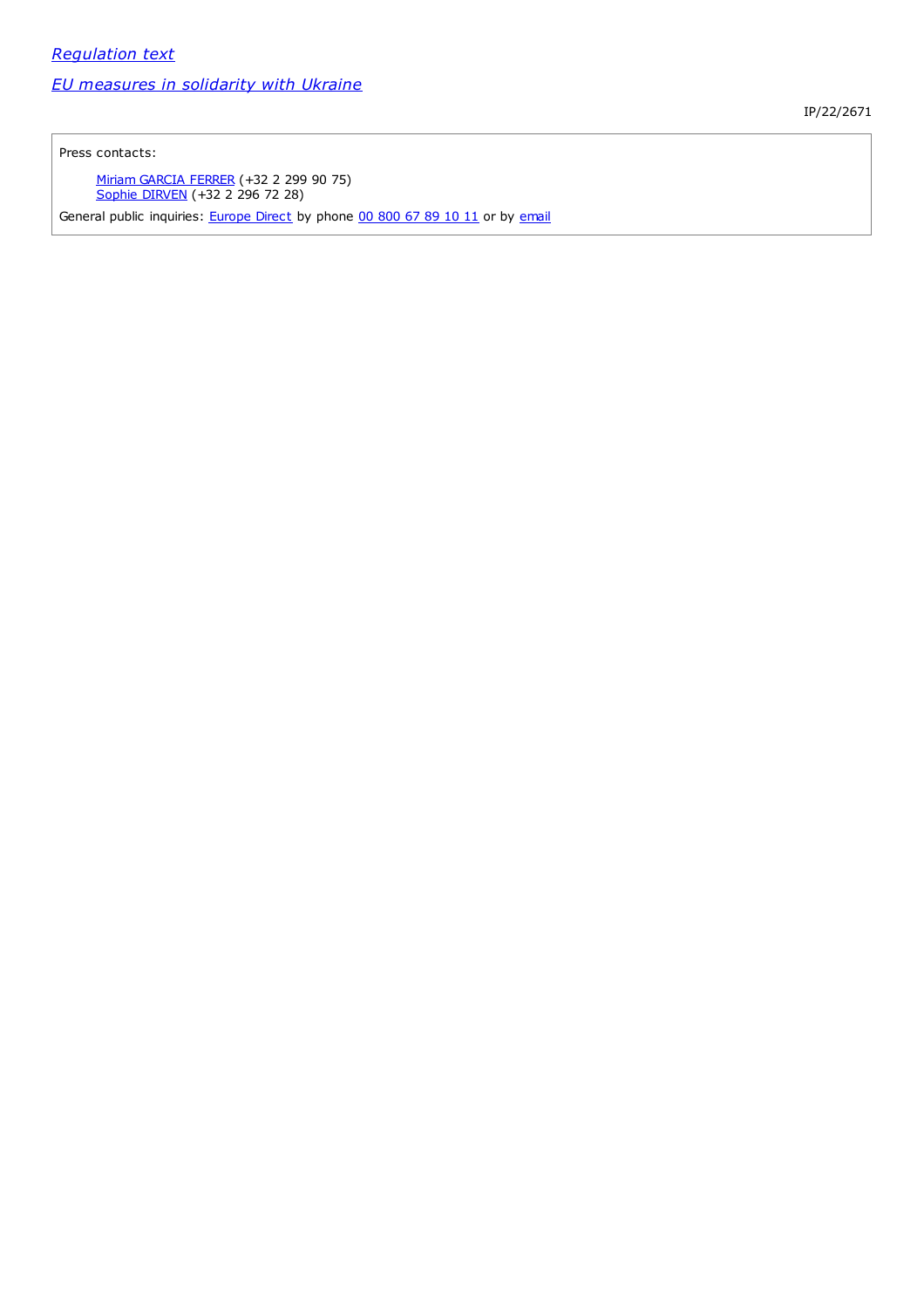*Regulation text*

*EU measures in solidarity with Ukraine*

IP/22/2671

Press contacts:

Miriam GARCIA FERRER (+32 2 299 90 75)
Sophie DIRVEN (+32 2 296 72 28)

General public inquiries: Europe Direct by phone 00 800 67 89 10 11 or by email